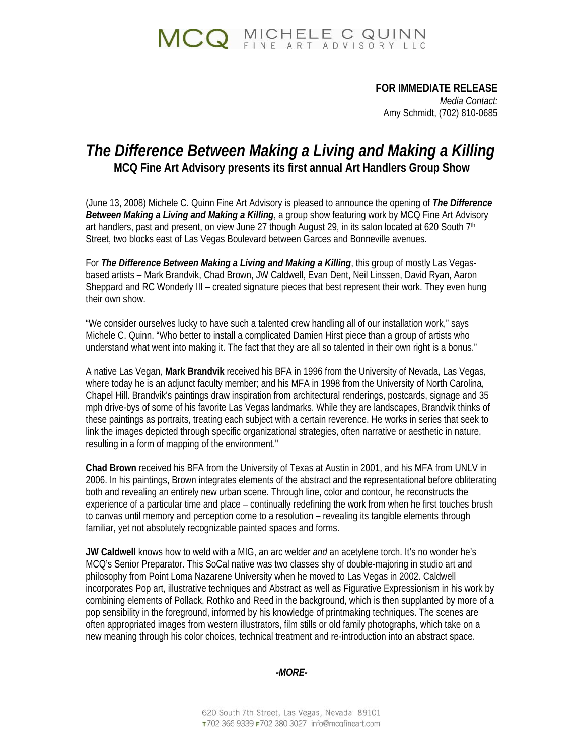# MCQ MICHELE C QUINN FINE ART ADVISORY LLC

**FOR IMMEDIATE RELEASE**
*Media Contact:*
Amy Schmidt, (702) 810-0685

# *The Difference Between Making a Living and Making a Killing*

## MCQ Fine Art Advisory presents its first annual Art Handlers Group Show

(June 13, 2008) Michele C. Quinn Fine Art Advisory is pleased to announce the opening of ***The Difference Between Making a Living and Making a Killing***, a group show featuring work by MCQ Fine Art Advisory art handlers, past and present, on view June 27 though August 29, in its salon located at 620 South 7th Street, two blocks east of Las Vegas Boulevard between Garces and Bonneville avenues.

For ***The Difference Between Making a Living and Making a Killing***, this group of mostly Las Vegas-based artists – Mark Brandvik, Chad Brown, JW Caldwell, Evan Dent, Neil Linssen, David Ryan, Aaron Sheppard and RC Wonderly III – created signature pieces that best represent their work. They even hung their own show.

"We consider ourselves lucky to have such a talented crew handling all of our installation work," says Michele C. Quinn. "Who better to install a complicated Damien Hirst piece than a group of artists who understand what went into making it. The fact that they are all so talented in their own right is a bonus."

A native Las Vegan, **Mark Brandvik** received his BFA in 1996 from the University of Nevada, Las Vegas, where today he is an adjunct faculty member; and his MFA in 1998 from the University of North Carolina, Chapel Hill. Brandvik's paintings draw inspiration from architectural renderings, postcards, signage and 35 mph drive-bys of some of his favorite Las Vegas landmarks. While they are landscapes, Brandvik thinks of these paintings as portraits, treating each subject with a certain reverence. He works in series that seek to link the images depicted through specific organizational strategies, often narrative or aesthetic in nature, resulting in a form of mapping of the environment."

**Chad Brown** received his BFA from the University of Texas at Austin in 2001, and his MFA from UNLV in 2006. In his paintings, Brown integrates elements of the abstract and the representational before obliterating both and revealing an entirely new urban scene. Through line, color and contour, he reconstructs the experience of a particular time and place – continually redefining the work from when he first touches brush to canvas until memory and perception come to a resolution – revealing its tangible elements through familiar, yet not absolutely recognizable painted spaces and forms.

**JW Caldwell** knows how to weld with a MIG, an arc welder *and* an acetylene torch. It's no wonder he's MCQ's Senior Preparator. This SoCal native was two classes shy of double-majoring in studio art and philosophy from Point Loma Nazarene University when he moved to Las Vegas in 2002. Caldwell incorporates Pop art, illustrative techniques and Abstract as well as Figurative Expressionism in his work by combining elements of Pollack, Rothko and Reed in the background, which is then supplanted by more of a pop sensibility in the foreground, informed by his knowledge of printmaking techniques. The scenes are often appropriated images from western illustrators, film stills or old family photographs, which take on a new meaning through his color choices, technical treatment and re-introduction into an abstract space.

***-MORE-***

620 South 7th Street, Las Vegas, Nevada 89101
T 702 366 9339 F 702 380 3027 info@mcqfineart.com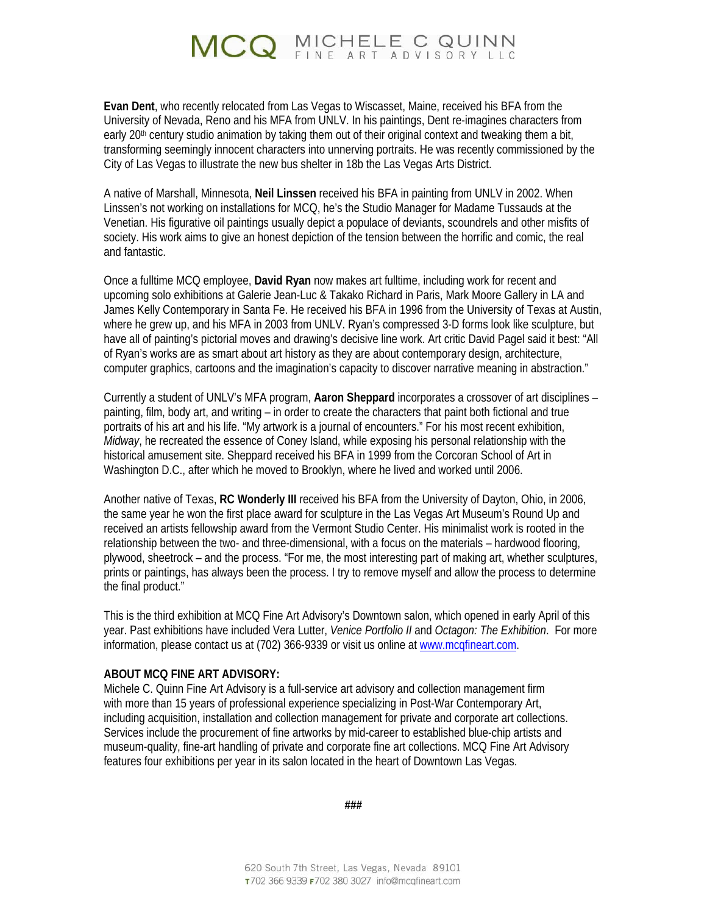**Evan Dent**, who recently relocated from Las Vegas to Wiscasset, Maine, received his BFA from the University of Nevada, Reno and his MFA from UNLV. In his paintings, Dent re-imagines characters from early 20th century studio animation by taking them out of their original context and tweaking them a bit, transforming seemingly innocent characters into unnerving portraits. He was recently commissioned by the City of Las Vegas to illustrate the new bus shelter in 18b the Las Vegas Arts District.

A native of Marshall, Minnesota, **Neil Linssen** received his BFA in painting from UNLV in 2002. When Linssen's not working on installations for MCQ, he's the Studio Manager for Madame Tussauds at the Venetian. His figurative oil paintings usually depict a populace of deviants, scoundrels and other misfits of society. His work aims to give an honest depiction of the tension between the horrific and comic, the real and fantastic.

Once a fulltime MCQ employee, **David Ryan** now makes art fulltime, including work for recent and upcoming solo exhibitions at Galerie Jean-Luc & Takako Richard in Paris, Mark Moore Gallery in LA and James Kelly Contemporary in Santa Fe. He received his BFA in 1996 from the University of Texas at Austin, where he grew up, and his MFA in 2003 from UNLV. Ryan's compressed 3-D forms look like sculpture, but have all of painting's pictorial moves and drawing's decisive line work. Art critic David Pagel said it best: "All of Ryan's works are as smart about art history as they are about contemporary design, architecture, computer graphics, cartoons and the imagination's capacity to discover narrative meaning in abstraction."

Currently a student of UNLV's MFA program, **Aaron Sheppard** incorporates a crossover of art disciplines – painting, film, body art, and writing – in order to create the characters that paint both fictional and true portraits of his art and his life. "My artwork is a journal of encounters." For his most recent exhibition, *Midway*, he recreated the essence of Coney Island, while exposing his personal relationship with the historical amusement site. Sheppard received his BFA in 1999 from the Corcoran School of Art in Washington D.C., after which he moved to Brooklyn, where he lived and worked until 2006.

Another native of Texas, **RC Wonderly III** received his BFA from the University of Dayton, Ohio, in 2006, the same year he won the first place award for sculpture in the Las Vegas Art Museum's Round Up and received an artists fellowship award from the Vermont Studio Center. His minimalist work is rooted in the relationship between the two- and three-dimensional, with a focus on the materials – hardwood flooring, plywood, sheetrock – and the process. "For me, the most interesting part of making art, whether sculptures, prints or paintings, has always been the process. I try to remove myself and allow the process to determine the final product."

This is the third exhibition at MCQ Fine Art Advisory's Downtown salon, which opened in early April of this year. Past exhibitions have included Vera Lutter, *Venice Portfolio II* and *Octagon: The Exhibition*. For more information, please contact us at (702) 366-9339 or visit us online at www.mcqfineart.com.

**ABOUT MCQ FINE ART ADVISORY:**
Michele C. Quinn Fine Art Advisory is a full-service art advisory and collection management firm with more than 15 years of professional experience specializing in Post-War Contemporary Art, including acquisition, installation and collection management for private and corporate art collections. Services include the procurement of fine artworks by mid-career to established blue-chip artists and museum-quality, fine-art handling of private and corporate fine art collections. MCQ Fine Art Advisory features four exhibitions per year in its salon located in the heart of Downtown Las Vegas.

###